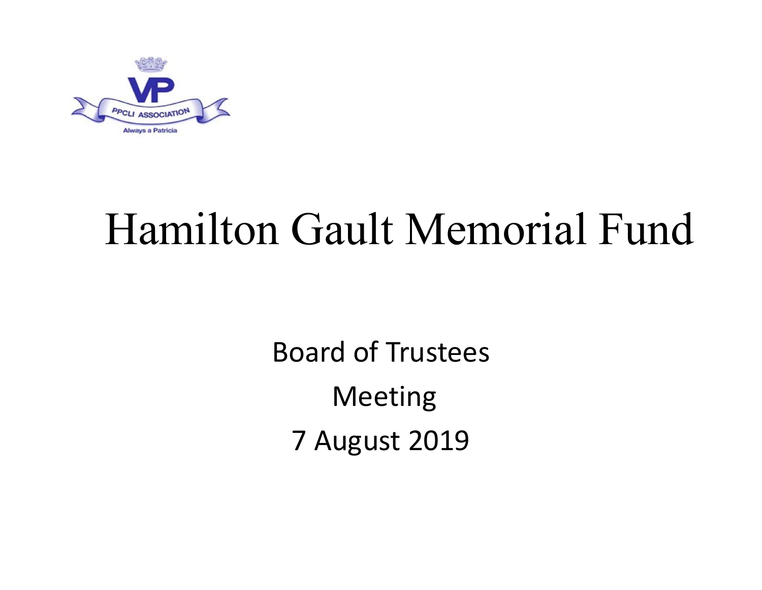# Hamilton Gault Memorial Fund

Board of Trustees

Meeting

7 August 2019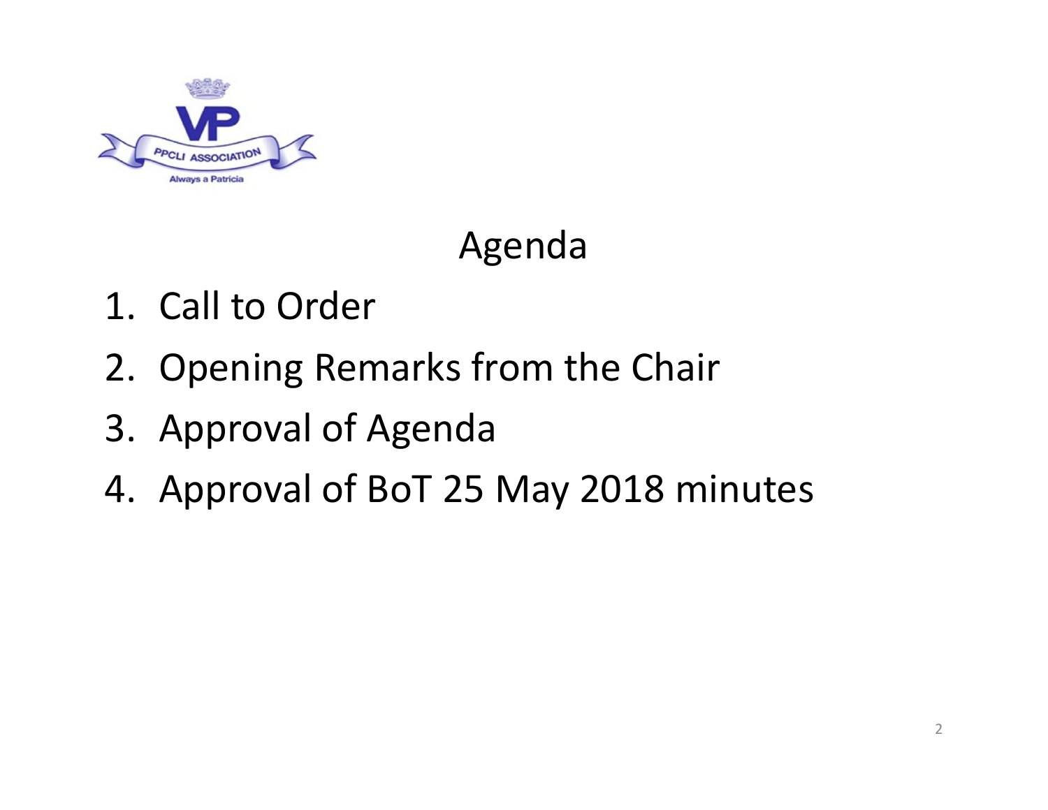## Agenda

1. Call to Order
2. Opening Remarks from the Chair
3. Approval of Agenda
4. Approval of BoT 25 May 2018 minutes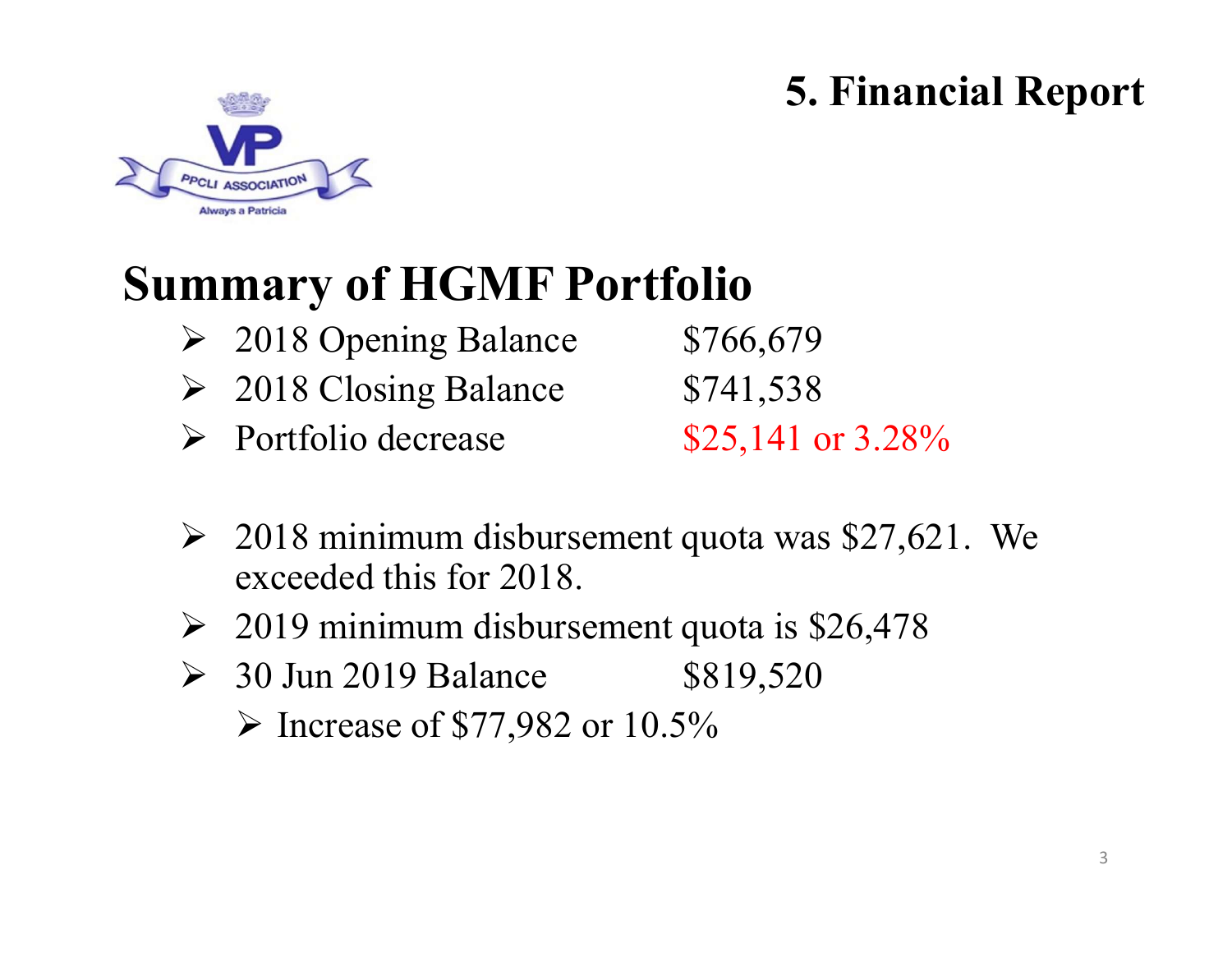# 5. Financial Report

PPCLI ASSOCIATION

Always a Patricia

## Summary of HGMF Portfolio

- 2018 Opening Balance $766,679
- 2018 Closing Balance $741,538
- Portfolio decrease $25,141 or 3.28%

- 2018 minimum disbursement quota was $27,621. We exceeded this for 2018.
- 2019 minimum disbursement quota is $26,478
- 30 Jun 2019 Balance $819,520
  - Increase of $77,982 or 10.5%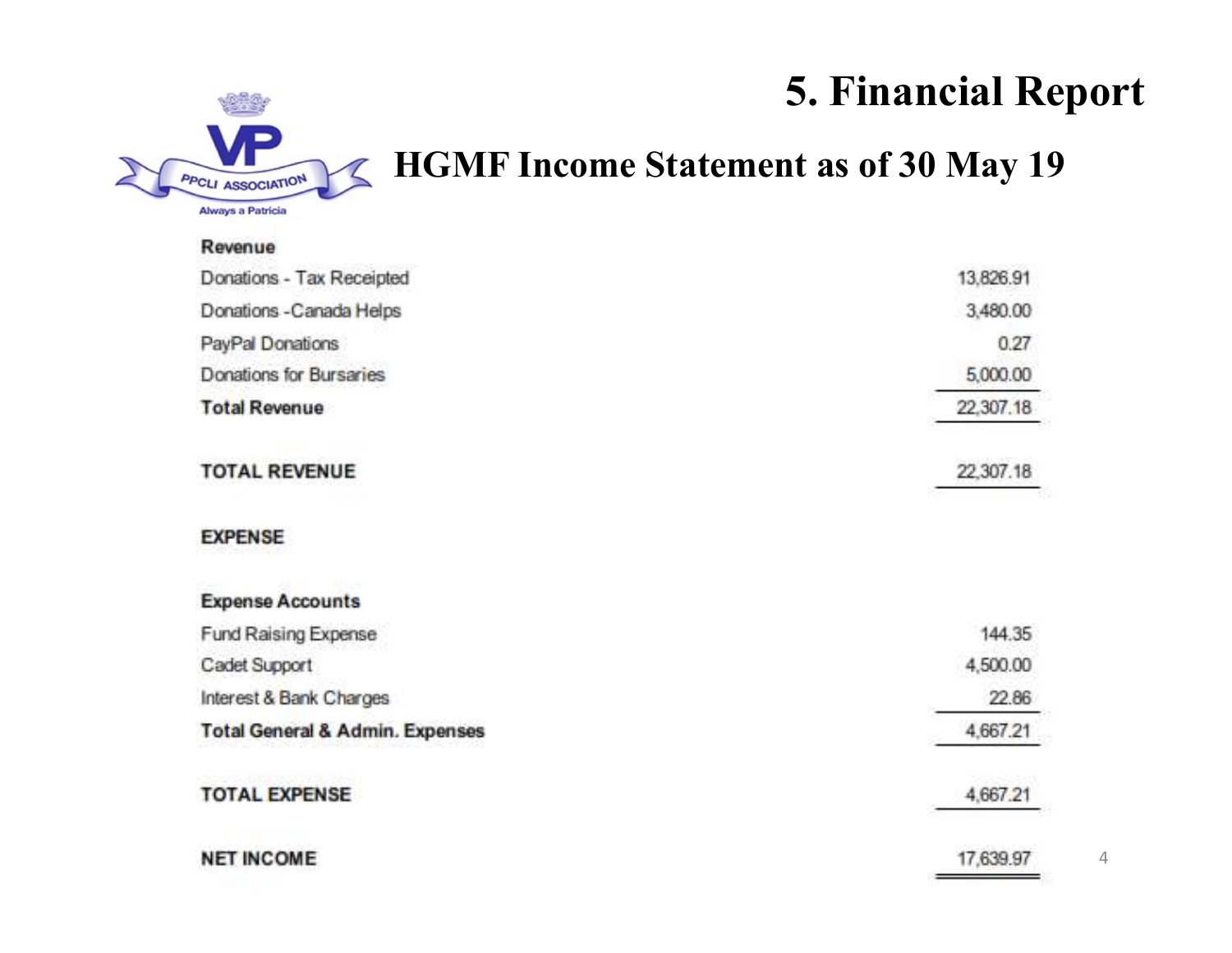# 5. Financial Report

## HGMF Income Statement as of 30 May 19

| | |
|---|---:|
| **Revenue** | |
| Donations - Tax Receipted | 13,826.91 |
| Donations -Canada Helps | 3,480.00 |
| PayPal Donations | 0.27 |
| Donations for Bursaries | 5,000.00 |
| **Total Revenue** | 22,307.18 |
| **TOTAL REVENUE** | 22,307.18 |
| **EXPENSE** | |
| **Expense Accounts** | |
| Fund Raising Expense | 144.35 |
| Cadet Support | 4,500.00 |
| Interest & Bank Charges | 22.86 |
| **Total General & Admin. Expenses** | 4,667.21 |
| **TOTAL EXPENSE** | 4,667.21 |
| **NET INCOME** | 17,639.97 |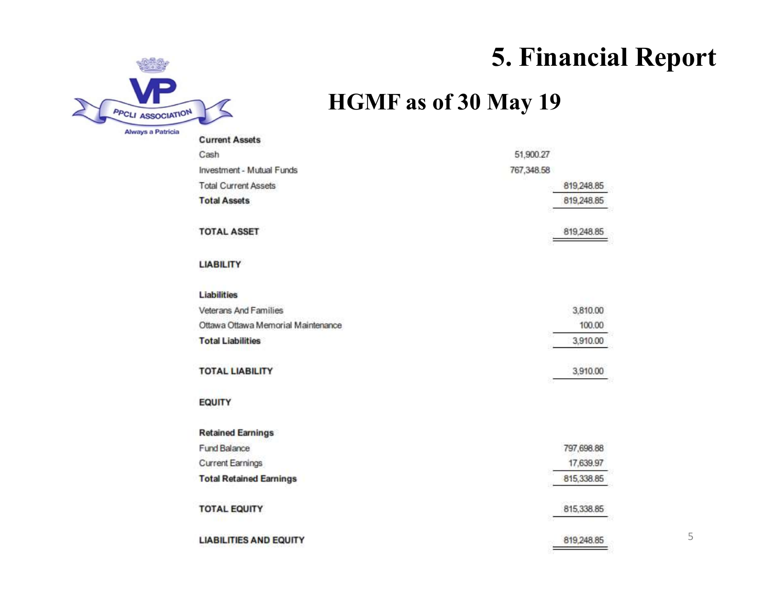# 5. Financial Report

## HGMF as of 30 May 19

| | | |
|---|---|---|
| **Current Assets** | | |
| Cash | 51,900.27 | |
| Investment - Mutual Funds | 767,348.58 | |
| Total Current Assets | | 819,248.85 |
| **Total Assets** | | 819,248.85 |
| | | |
| **TOTAL ASSET** | | 819,248.85 |
| | | |
| **LIABILITY** | | |
| | | |
| **Liabilities** | | |
| Veterans And Families | | 3,810.00 |
| Ottawa Ottawa Memorial Maintenance | | 100.00 |
| **Total Liabilities** | | 3,910.00 |
| | | |
| **TOTAL LIABILITY** | | 3,910.00 |
| | | |
| **EQUITY** | | |
| | | |
| **Retained Earnings** | | |
| Fund Balance | | 797,698.88 |
| Current Earnings | | 17,639.97 |
| **Total Retained Earnings** | | 815,338.85 |
| | | |
| **TOTAL EQUITY** | | 815,338.85 |
| | | |
| **LIABILITIES AND EQUITY** | | 819,248.85 |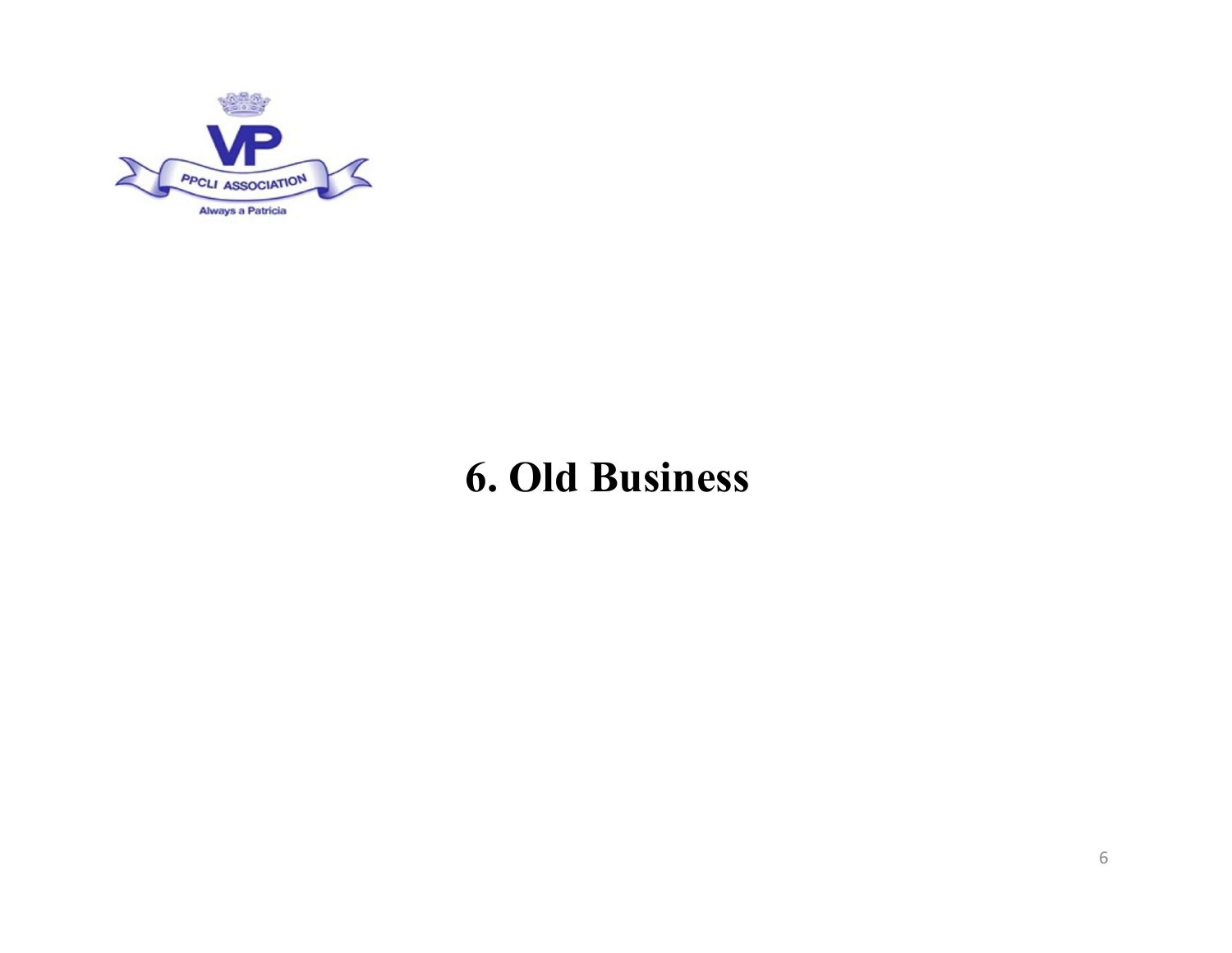# 6. Old Business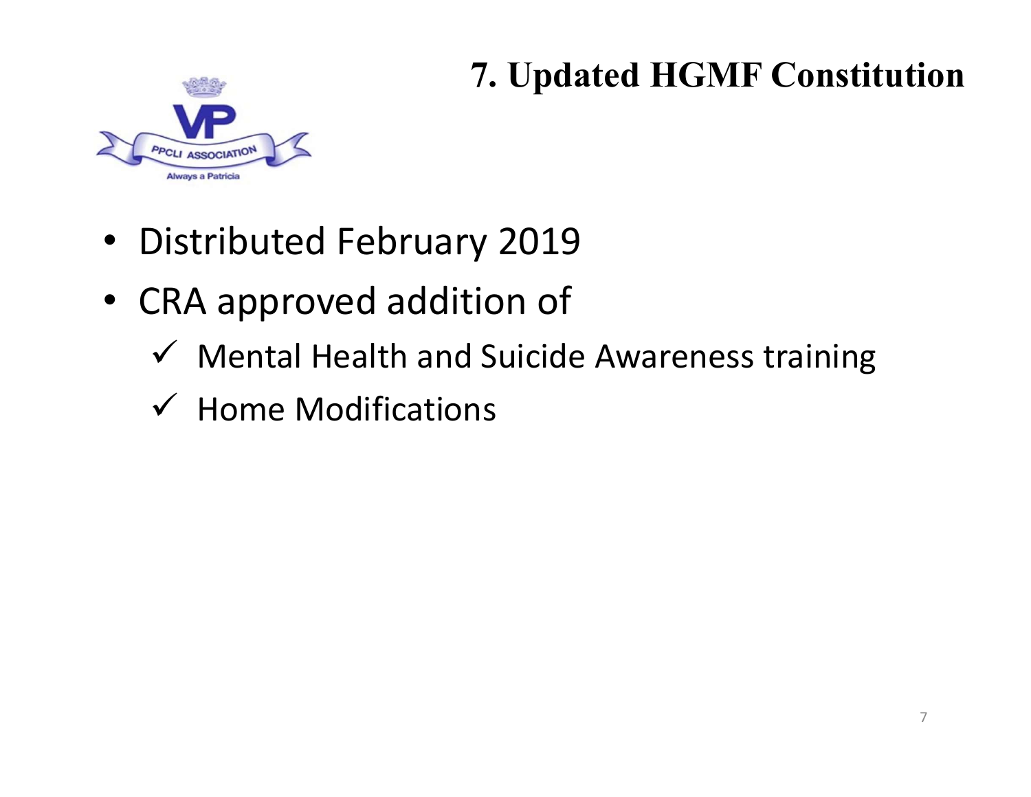# 7. Updated HGMF Constitution

- Distributed February 2019
- CRA approved addition of
  - ✓ Mental Health and Suicide Awareness training
  - ✓ Home Modifications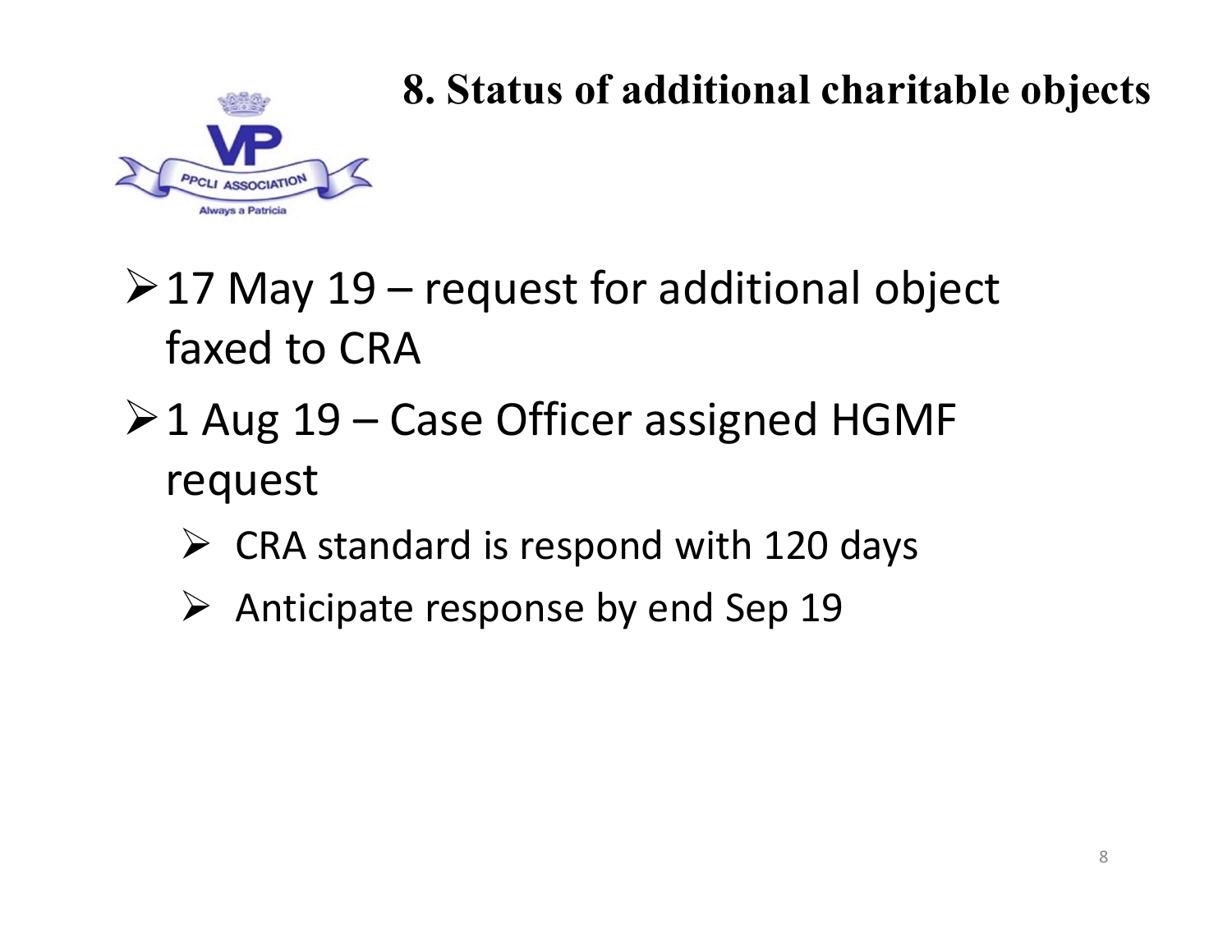# 8. Status of additional charitable objects

- 17 May 19 – request for additional object faxed to CRA
- 1 Aug 19 – Case Officer assigned HGMF request
  - CRA standard is respond with 120 days
  - Anticipate response by end Sep 19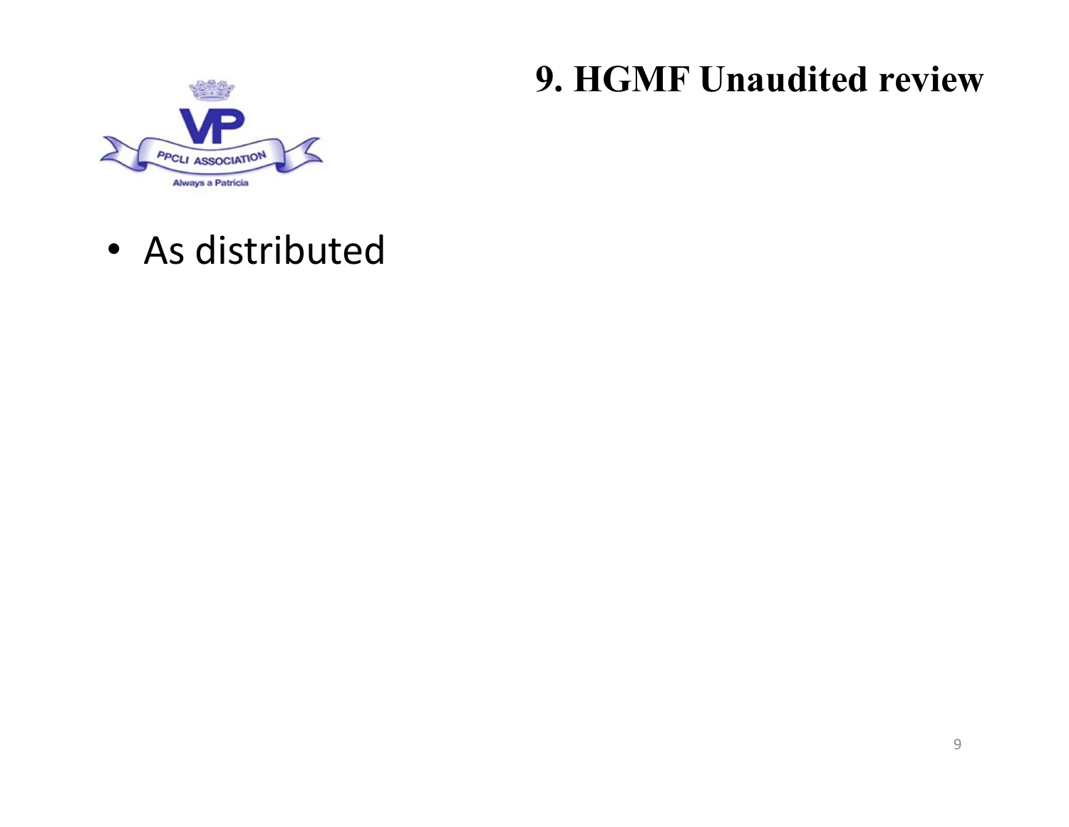# 9. HGMF Unaudited review

- As distributed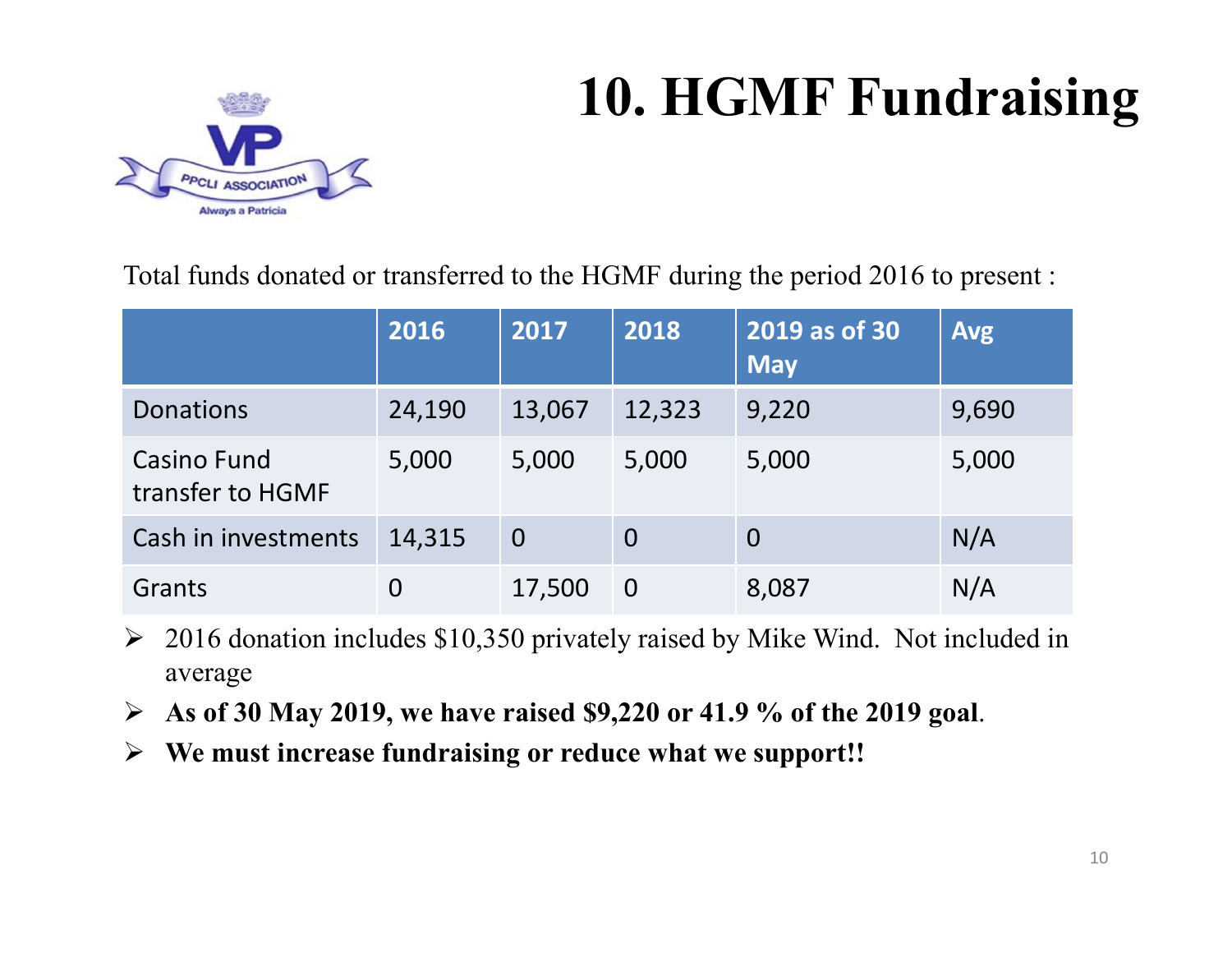# 10. HGMF Fundraising

Total funds donated or transferred to the HGMF during the period 2016 to present :

| | 2016 | 2017 | 2018 | 2019 as of 30 May | Avg |
|---|---|---|---|---|---|
| Donations | 24,190 | 13,067 | 12,323 | 9,220 | 9,690 |
| Casino Fund transfer to HGMF | 5,000 | 5,000 | 5,000 | 5,000 | 5,000 |
| Cash in investments | 14,315 | 0 | 0 | 0 | N/A |
| Grants | 0 | 17,500 | 0 | 8,087 | N/A |

- 2016 donation includes $10,350 privately raised by Mike Wind. Not included in average
- **As of 30 May 2019, we have raised $9,220 or 41.9 % of the 2019 goal**.
- **We must increase fundraising or reduce what we support!!**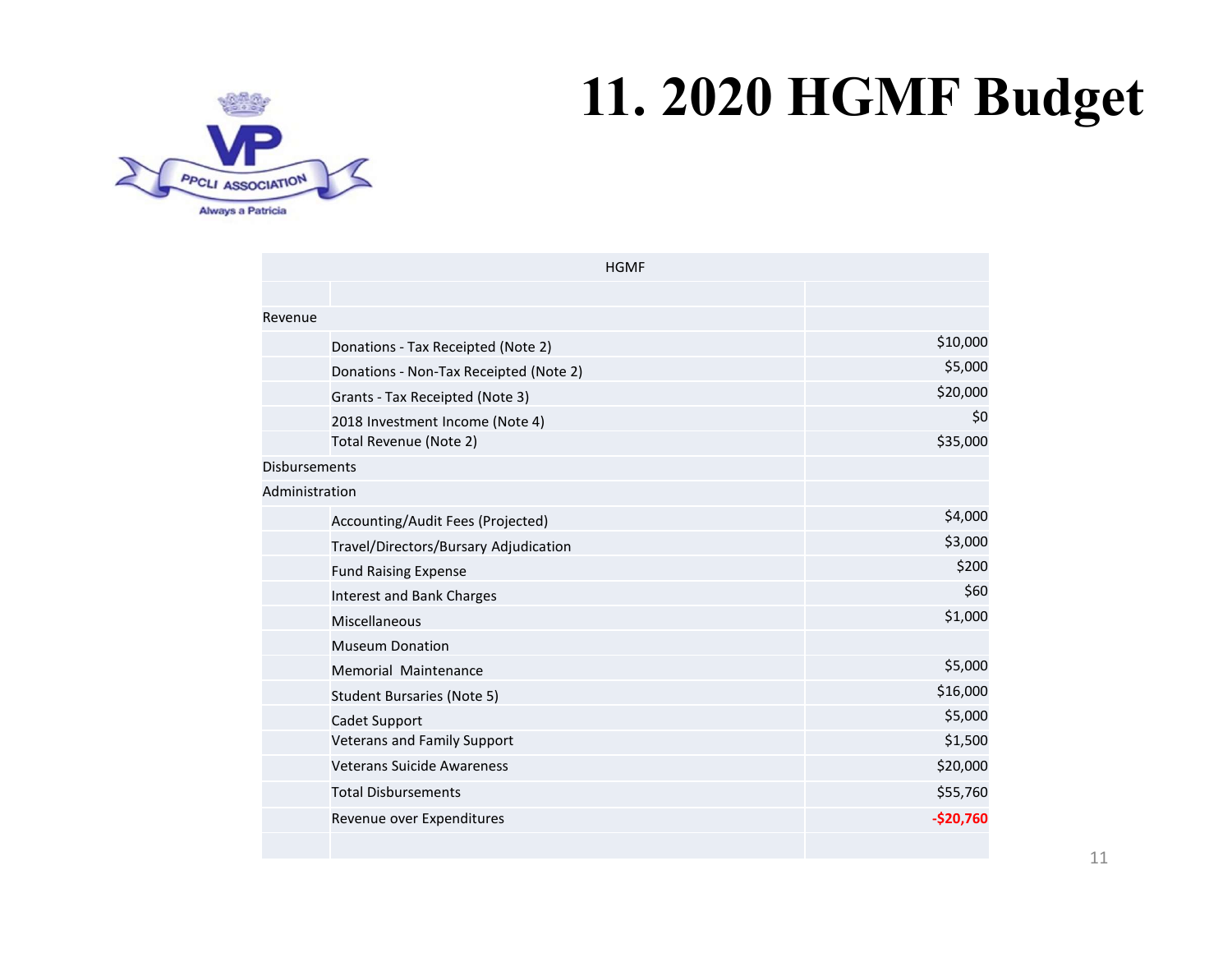# 11. 2020 HGMF Budget

| HGMF | | |
|---|---|---|
| | | |
| Revenue | | |
| | Donations - Tax Receipted (Note 2) | $10,000 |
| | Donations - Non-Tax Receipted (Note 2) | $5,000 |
| | Grants - Tax Receipted (Note 3) | $20,000 |
| | 2018 Investment Income (Note 4) | $0 |
| | Total Revenue (Note 2) | $35,000 |
| Disbursements | | |
| Administration | | |
| | Accounting/Audit Fees (Projected) | $4,000 |
| | Travel/Directors/Bursary Adjudication | $3,000 |
| | Fund Raising Expense | $200 |
| | Interest and Bank Charges | $60 |
| | Miscellaneous | $1,000 |
| | Museum Donation | |
| | Memorial Maintenance | $5,000 |
| | Student Bursaries (Note 5) | $16,000 |
| | Cadet Support | $5,000 |
| | Veterans and Family Support | $1,500 |
| | Veterans Suicide Awareness | $20,000 |
| | Total Disbursements | $55,760 |
| | Revenue over Expenditures | **-$20,760** |
| | | |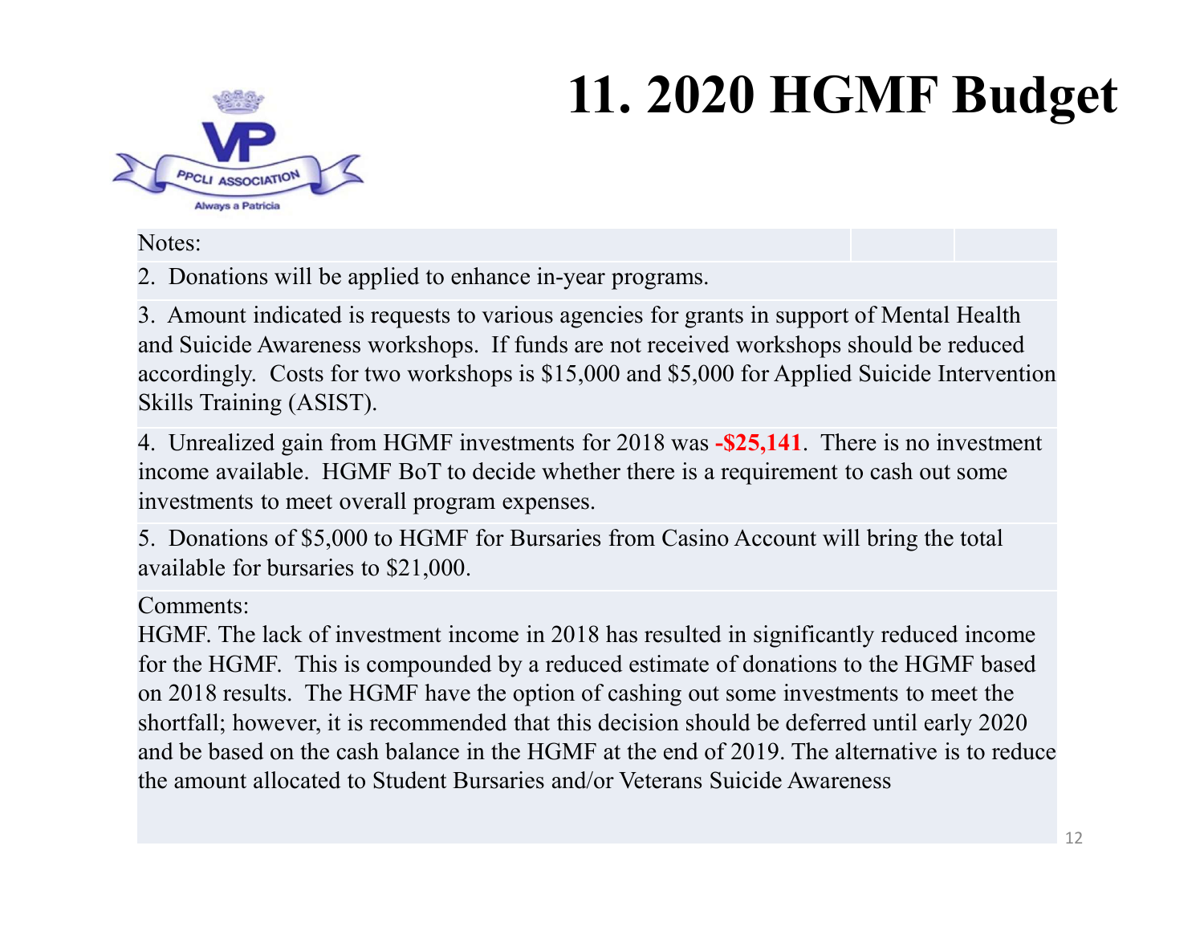# 11. 2020 HGMF Budget

Notes:

2. Donations will be applied to enhance in-year programs.

3. Amount indicated is requests to various agencies for grants in support of Mental Health and Suicide Awareness workshops. If funds are not received workshops should be reduced accordingly. Costs for two workshops is $15,000 and $5,000 for Applied Suicide Intervention Skills Training (ASIST).

4. Unrealized gain from HGMF investments for 2018 was **-$25,141**. There is no investment income available. HGMF BoT to decide whether there is a requirement to cash out some investments to meet overall program expenses.

5. Donations of $5,000 to HGMF for Bursaries from Casino Account will bring the total available for bursaries to $21,000.

Comments:

HGMF. The lack of investment income in 2018 has resulted in significantly reduced income for the HGMF. This is compounded by a reduced estimate of donations to the HGMF based on 2018 results. The HGMF have the option of cashing out some investments to meet the shortfall; however, it is recommended that this decision should be deferred until early 2020 and be based on the cash balance in the HGMF at the end of 2019. The alternative is to reduce the amount allocated to Student Bursaries and/or Veterans Suicide Awareness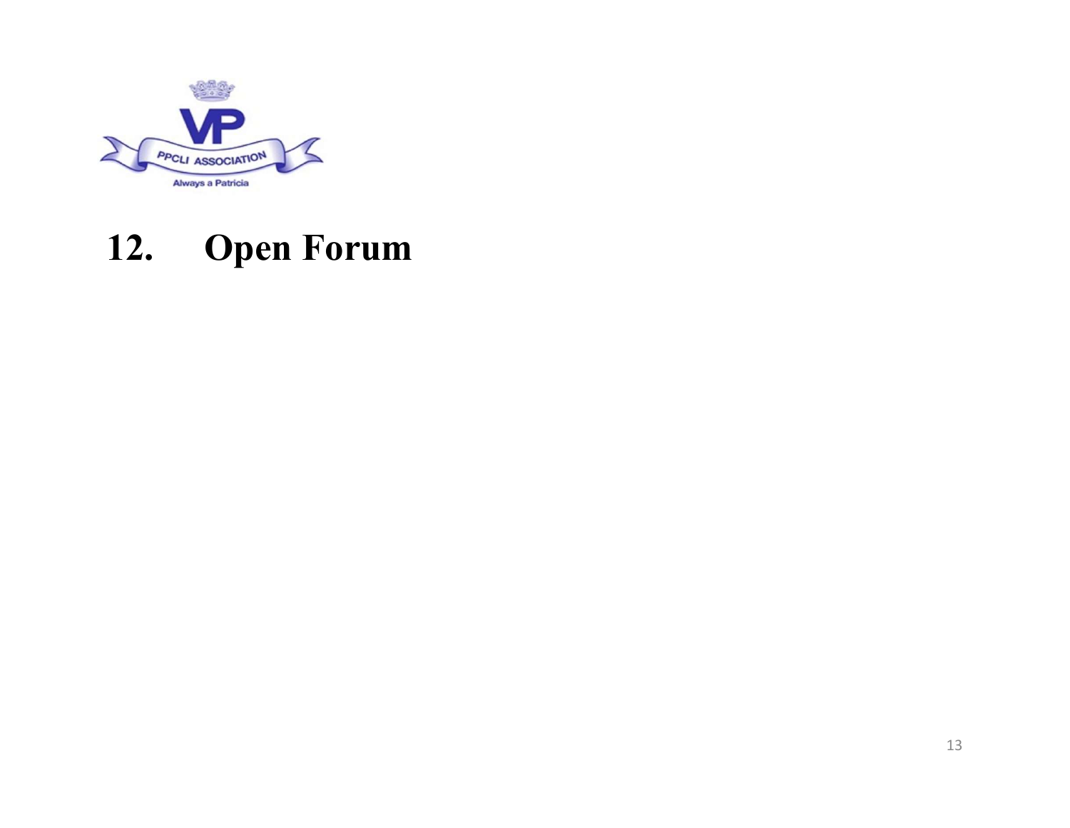# 12. Open Forum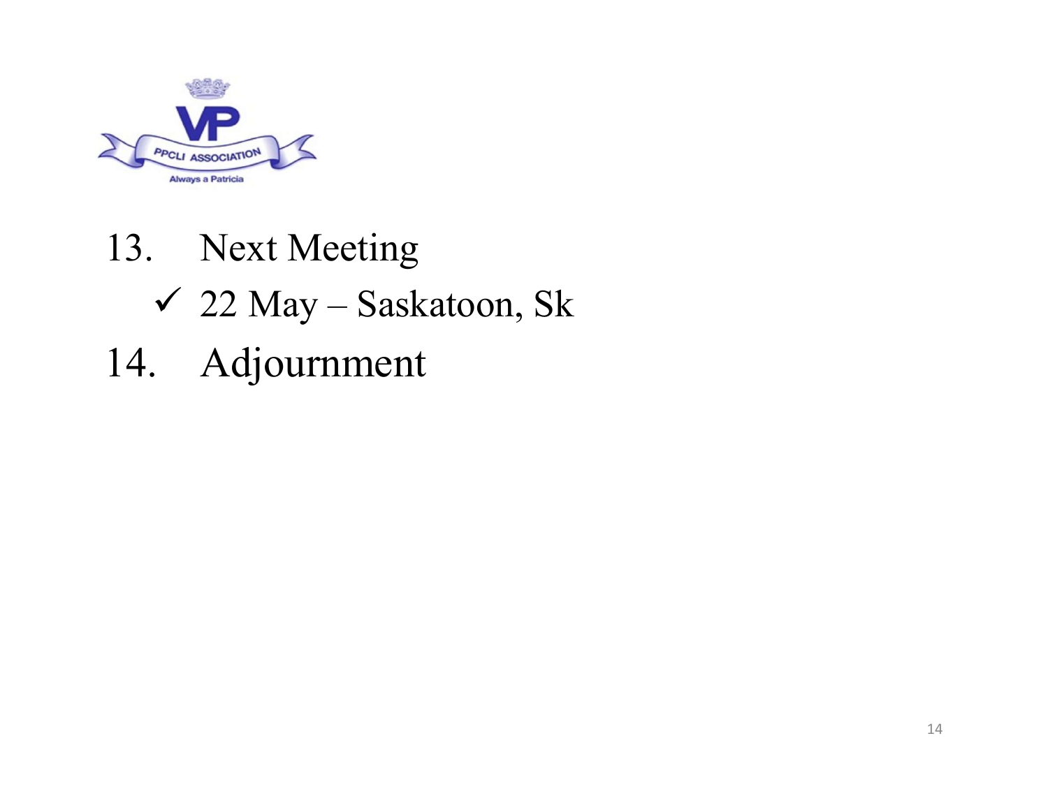13. Next Meeting
    - ✓ 22 May – Saskatoon, Sk
14. Adjournment